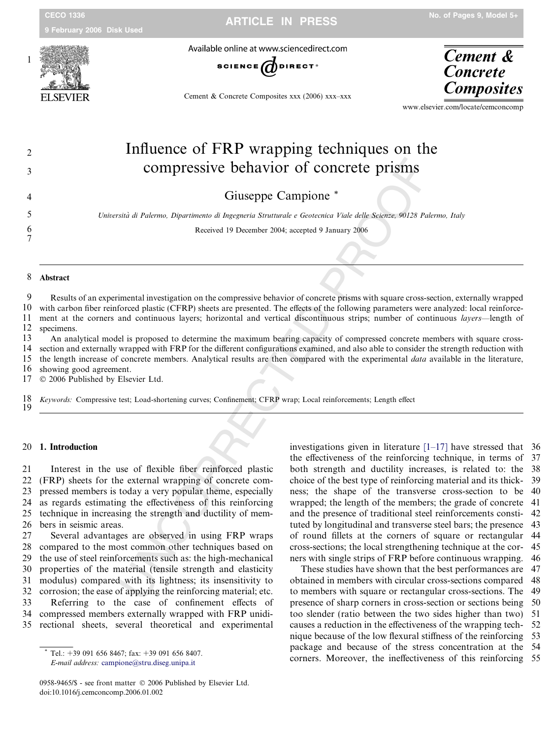# Influence of FRP wrapping techniques on the compressive behavior of concrete prisms

Giuseppe Campione *

*Università di Palermo, Dipartimento di Ingegneria Strutturale e Geotecnica Viale delle Scienze, 90128 Palermo, Italy*

Received 19 December 2004; accepted 9 January 2006

## Abstract

Results of an experimental investigation on the compressive behavior of concrete prisms with square cross-section, externally wrapped with carbon fiber reinforced plastic (CFRP) sheets are presented. The effects of the following parameters were analyzed: local reinforcement at the corners and continuous layers; horizontal and vertical discontinuous strips; number of continuous *layers*—length of specimens.

An analytical model is proposed to determine the maximum bearing capacity of compressed concrete members with square cross-section and externally wrapped with FRP for the different configurations examined, and also able to consider the strength reduction with the length increase of concrete members. Analytical results are then compared with the experimental *data* available in the literature, showing good agreement.

© 2006 Published by Elsevier Ltd.

*Keywords:* Compressive test; Load-shortening curves; Confinement; CFRP wrap; Local reinforcements; Length effect

## 1. Introduction

Interest in the use of flexible fiber reinforced plastic (FRP) sheets for the external wrapping of concrete compressed members is today a very popular theme, especially as regards estimating the effectiveness of this reinforcing technique in increasing the strength and ductility of members in seismic areas.

Several advantages are observed in using FRP wraps compared to the most common other techniques based on the use of steel reinforcements such as: the high-mechanical properties of the material (tensile strength and elasticity modulus) compared with its lightness; its insensitivity to corrosion; the ease of applying the reinforcing material; etc.

Referring to the case of confinement effects of compressed members externally wrapped with FRP unidirectional sheets, several theoretical and experimental investigations given in literature [1–17] have stressed that the effectiveness of the reinforcing technique, in terms of both strength and ductility increases, is related to: the choice of the best type of reinforcing material and its thickness; the shape of the transverse cross-section to be wrapped; the length of the members; the grade of concrete and the presence of traditional steel reinforcements constituted by longitudinal and transverse steel bars; the presence of round fillets at the corners of square or rectangular cross-sections; the local strengthening technique at the corners with single strips of FRP before continuous wrapping.

These studies have shown that the best performances are obtained in members with circular cross-sections compared to members with square or rectangular cross-sections. The presence of sharp corners in cross-section or sections being too slender (ratio between the two sides higher than two) causes a reduction in the effectiveness of the wrapping technique because of the low flexural stiffness of the reinforcing package and because of the stress concentration at the corners. Moreover, the ineffectiveness of this reinforcing

* Tel.: +39 091 656 8467; fax: +39 091 656 8407.
*E-mail address:* campione@stru.diseg.unipa.it

0958-9465/$ - see front matter © 2006 Published by Elsevier Ltd.
doi:10.1016/j.cemconcomp.2006.01.002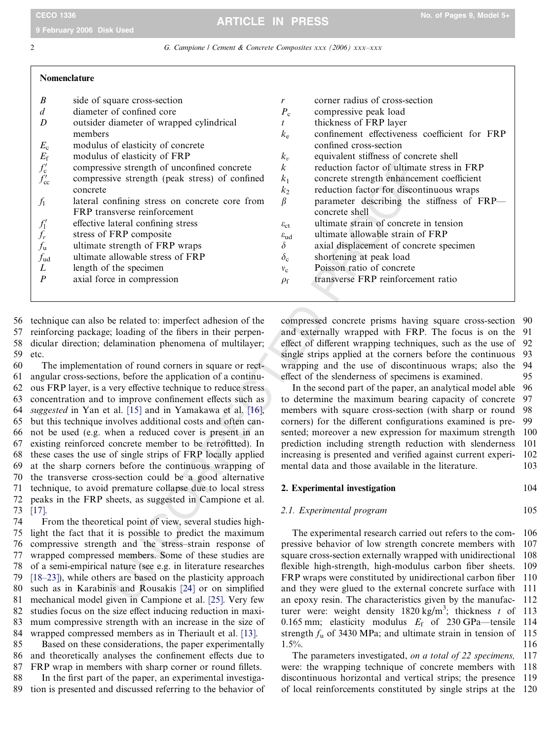## Nomenclature

| | | | |
|---|---|---|---|
| $B$ | side of square cross-section | $r$ | corner radius of cross-section |
| $d$ | diameter of confined core | $P_c$ | compressive peak load |
| $D$ | outsider diameter of wrapped cylindrical members | $t$ | thickness of FRP layer |
| $E_c$ | modulus of elasticity of concrete | $k_e$ | confinement effectiveness coefficient for FRP confined cross-section |
| $E_f$ | modulus of elasticity of FRP | $k_v$ | equivalent stiffness of concrete shell |
| $f'_c$ | compressive strength of unconfined concrete | $k$ | reduction factor of ultimate stress in FRP |
| $f'_{cc}$ | compressive strength (peak stress) of confined concrete | $k_1$ | concrete strength enhancement coefficient |
| $f_l$ | lateral confining stress on concrete core from FRP transverse reinforcement | $k_2$ | reduction factor for discontinuous wraps |
| $f'_l$ | effective lateral confining stress | $\beta$ | parameter describing the stiffness of FRP—concrete shell |
| $f_r$ | stress of FRP composite | $\varepsilon_{ct}$ | ultimate strain of concrete in tension |
| $f_u$ | ultimate strength of FRP wraps | $\varepsilon_{ud}$ | ultimate allowable strain of FRP |
| $f_{ud}$ | ultimate allowable stress of FRP | $\delta$ | axial displacement of concrete specimen |
| $L$ | length of the specimen | $\delta_c$ | shortening at peak load |
| $P$ | axial force in compression | $\nu_c$ | Poisson ratio of concrete |
| | | $\rho_f$ | transverse FRP reinforcement ratio |

technique can also be related to: imperfect adhesion of the reinforcing package; loading of the fibers in their perpendicular direction; delamination phenomena of multilayer; etc.

The implementation of round corners in square or rectangular cross-sections, before the application of a continuous FRP layer, is a very effective technique to reduce stress concentration and to improve confinement effects such as *suggested* in Yan et al. [15] and in Yamakawa et al. [16], but this technique involves additional costs and often cannot be used (e.g. when a reduced cover is present in an existing reinforced concrete member to be retrofitted). In these cases the use of single strips of FRP locally applied at the sharp corners before the continuous wrapping of the transverse cross-section could be a good alternative technique, to avoid premature collapse due to local stress peaks in the FRP sheets, as suggested in Campione et al. [17].

From the theoretical point of view, several studies highlight the fact that it is possible to predict the maximum compressive strength and the stress–strain response of wrapped compressed members. Some of these studies are of a semi-empirical nature (see e.g. in literature researches [18–23]), while others are based on the plasticity approach such as in Karabinis and Rousakis [24] or on simplified mechanical model given in Campione et al. [25]. Very few studies focus on the size effect inducing reduction in maximum compressive strength with an increase in the size of wrapped compressed members as in Theriault et al. [13].

Based on these considerations, the paper experimentally and theoretically analyses the confinement effects due to FRP wrap in members with sharp corner or round fillets.

In the first part of the paper, an experimental investigation is presented and discussed referring to the behavior of compressed concrete prisms having square cross-section and externally wrapped with FRP. The focus is on the effect of different wrapping techniques, such as the use of single strips applied at the corners before the continuous wrapping and the use of discontinuous wraps; also the effect of the slenderness of specimens is examined.

In the second part of the paper, an analytical model able to determine the maximum bearing capacity of concrete members with square cross-section (with sharp or round corners) for the different configurations examined is presented; moreover a new expression for maximum strength prediction including strength reduction with slenderness increasing is presented and verified against current experimental data and those available in the literature.

## 2. Experimental investigation

### 2.1. Experimental program

The experimental research carried out refers to the compressive behavior of low strength concrete members with square cross-section externally wrapped with unidirectional flexible high-strength, high-modulus carbon fiber sheets. FRP wraps were constituted by unidirectional carbon fiber and they were glued to the external concrete surface with an epoxy resin. The characteristics given by the manufacturer were: weight density 1820 kg/m$^3$; thickness $t$ of 0.165 mm; elasticity modulus $E_f$ of 230 GPa—tensile strength $f_u$ of 3430 MPa; and ultimate strain in tension of 1.5%.

The parameters investigated, *on a total of 22 specimens,* were: the wrapping technique of concrete members with discontinuous horizontal and vertical strips; the presence of local reinforcements constituted by single strips at the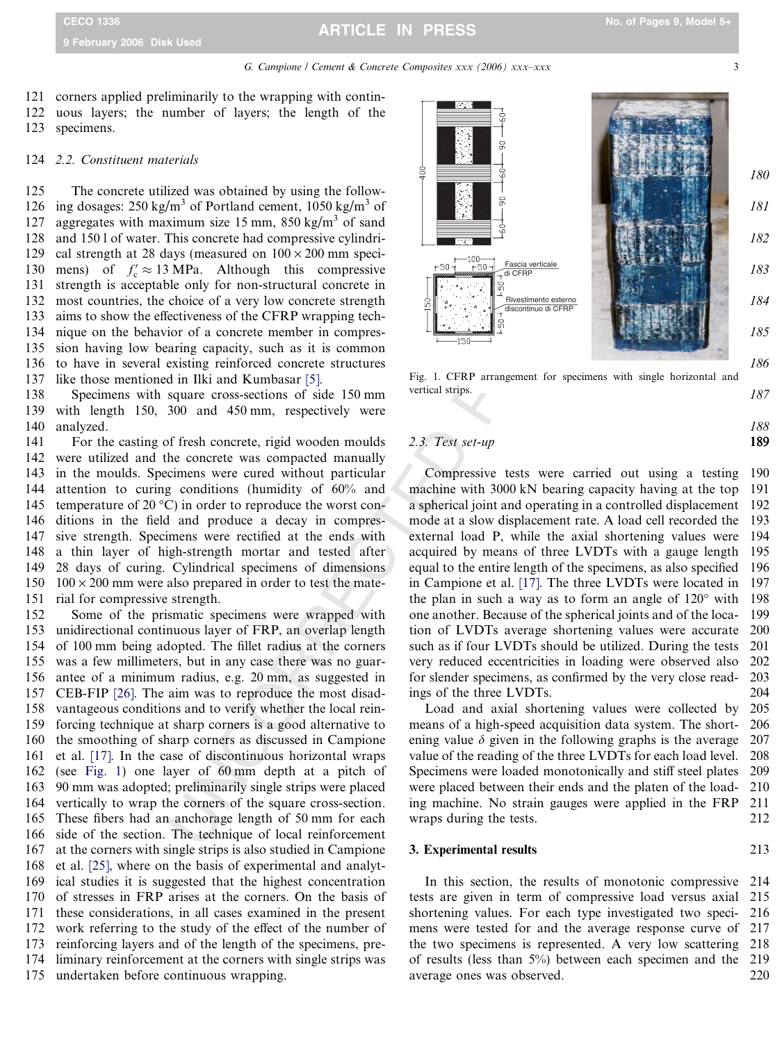corners applied preliminarily to the wrapping with continuous layers; the number of layers; the length of the specimens.

### 2.2. Constituent materials

The concrete utilized was obtained by using the following dosages: 250 kg/m$^3$ of Portland cement, 1050 kg/m$^3$ of aggregates with maximum size 15 mm, 850 kg/m$^3$ of sand and 150 l of water. This concrete had compressive cylindrical strength at 28 days (measured on 100 × 200 mm specimens) of $f'_c \approx 13$ MPa. Although this compressive strength is acceptable only for non-structural concrete in most countries, the choice of a very low concrete strength aims to show the effectiveness of the CFRP wrapping technique on the behavior of a concrete member in compression having low bearing capacity, such as it is common to have in several existing reinforced concrete structures like those mentioned in Ilki and Kumbasar [5].

Specimens with square cross-sections of side 150 mm with length 150, 300 and 450 mm, respectively were analyzed.

For the casting of fresh concrete, rigid wooden moulds were utilized and the concrete was compacted manually in the moulds. Specimens were cured without particular attention to curing conditions (humidity of 60% and temperature of 20 °C) in order to reproduce the worst conditions in the field and produce a decay in compressive strength. Specimens were rectified at the ends with a thin layer of high-strength mortar and tested after 28 days of curing. Cylindrical specimens of dimensions 100 × 200 mm were also prepared in order to test the material for compressive strength.

Some of the prismatic specimens were wrapped with unidirectional continuous layer of FRP, an overlap length of 100 mm being adopted. The fillet radius at the corners was a few millimeters, but in any case there was no guarantee of a minimum radius, e.g. 20 mm, as suggested in CEB-FIP [26]. The aim was to reproduce the most disadvantageous conditions and to verify whether the local reinforcing technique at sharp corners is a good alternative to the smoothing of sharp corners as discussed in Campione et al. [17]. In the case of discontinuous horizontal wraps (see Fig. 1) one layer of 60 mm depth at a pitch of 90 mm was adopted; preliminarily single strips were placed vertically to wrap the corners of the square cross-section. These fibers had an anchorage length of 50 mm for each side of the section. The technique of local reinforcement at the corners with single strips is also studied in Campione et al. [25], where on the basis of experimental and analytical studies it is suggested that the highest concentration of stresses in FRP arises at the corners. On the basis of these considerations, in all cases examined in the present work referring to the study of the effect of the number of reinforcing layers and of the length of the specimens, preliminary reinforcement at the corners with single strips was undertaken before continuous wrapping.

Fig. 1. CFRP arrangement for specimens with single horizontal and vertical strips.

### 2.3. Test set-up

Compressive tests were carried out using a testing machine with 3000 kN bearing capacity having at the top a spherical joint and operating in a controlled displacement mode at a slow displacement rate. A load cell recorded the external load P, while the axial shortening values were acquired by means of three LVDTs with a gauge length equal to the entire length of the specimens, as also specified in Campione et al. [17]. The three LVDTs were located in the plan in such a way as to form an angle of 120° with one another. Because of the spherical joints and of the location of LVDTs average shortening values were accurate such as if four LVDTs should be utilized. During the tests very reduced eccentricities in loading were observed also for slender specimens, as confirmed by the very close readings of the three LVDTs.

Load and axial shortening values were collected by means of a high-speed acquisition data system. The shortening value $\delta$ given in the following graphs is the average value of the reading of the three LVDTs for each load level. Specimens were loaded monotonically and stiff steel plates were placed between their ends and the platen of the loading machine. No strain gauges were applied in the FRP wraps during the tests.

## 3. Experimental results

In this section, the results of monotonic compressive tests are given in term of compressive load versus axial shortening values. For each type investigated two specimens were tested for and the average response curve of the two specimens is represented. A very low scattering of results (less than 5%) between each specimen and the average ones was observed.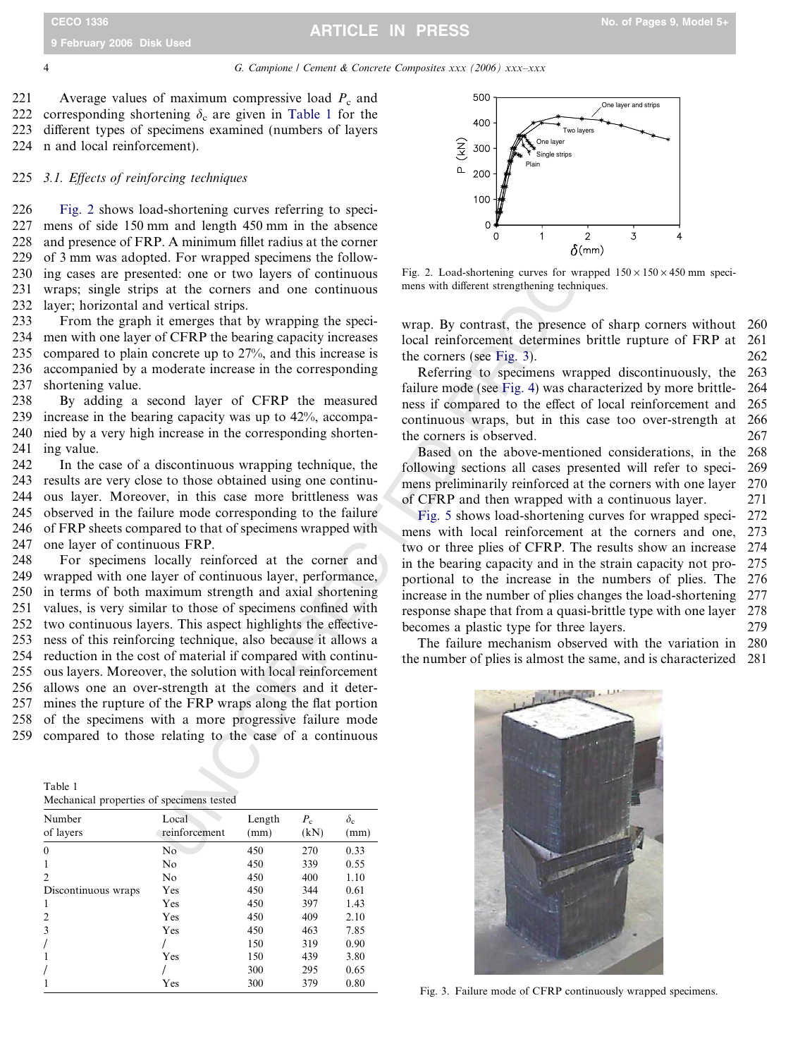Average values of maximum compressive load $P_c$ and corresponding shortening $\delta_c$ are given in Table 1 for the different types of specimens examined (numbers of layers n and local reinforcement).

### 3.1. Effects of reinforcing techniques

Fig. 2 shows load-shortening curves referring to specimens of side 150 mm and length 450 mm in the absence and presence of FRP. A minimum fillet radius at the corner of 3 mm was adopted. For wrapped specimens the following cases are presented: one or two layers of continuous wraps; single strips at the corners and one continuous layer; horizontal and vertical strips.

From the graph it emerges that by wrapping the specimen with one layer of CFRP the bearing capacity increases compared to plain concrete up to 27%, and this increase is accompanied by a moderate increase in the corresponding shortening value.

By adding a second layer of CFRP the measured increase in the bearing capacity was up to 42%, accompanied by a very high increase in the corresponding shortening value.

In the case of a discontinuous wrapping technique, the results are very close to those obtained using one continuous layer. Moreover, in this case more brittleness was observed in the failure mode corresponding to the failure of FRP sheets compared to that of specimens wrapped with one layer of continuous FRP.

For specimens locally reinforced at the corner and wrapped with one layer of continuous layer, performance, in terms of both maximum strength and axial shortening values, is very similar to those of specimens confined with two continuous layers. This aspect highlights the effectiveness of this reinforcing technique, also because it allows a reduction in the cost of material if compared with continuous layers. Moreover, the solution with local reinforcement allows one an over-strength at the corners and it determines the rupture of the FRP wraps along the flat portion of the specimens with a more progressive failure mode compared to those relating to the case of a continuous wrap. By contrast, the presence of sharp corners without local reinforcement determines brittle rupture of FRP at the corners (see Fig. 3).

Table 1
Mechanical properties of specimens tested

| Number of layers | Local reinforcement | Length (mm) | $P_c$ (kN) | $\delta_c$ (mm) |
|---|---|---|---|---|
| 0 | No | 450 | 270 | 0.33 |
| 1 | No | 450 | 339 | 0.55 |
| 2 | No | 450 | 400 | 1.10 |
| Discontinuous wraps | Yes | 450 | 344 | 0.61 |
| 1 | Yes | 450 | 397 | 1.43 |
| 2 | Yes | 450 | 409 | 2.10 |
| 3 | Yes | 450 | 463 | 7.85 |
| / | / | 150 | 319 | 0.90 |
| 1 | Yes | 150 | 439 | 3.80 |
| / | / | 300 | 295 | 0.65 |
| 1 | Yes | 300 | 379 | 0.80 |

Fig. 2. Load-shortening curves for wrapped 150 × 150 × 450 mm specimens with different strengthening techniques.

Referring to specimens wrapped discontinuously, the failure mode (see Fig. 4) was characterized by more brittleness if compared to the effect of local reinforcement and continuous wraps, but in this case too over-strength at the corners is observed.

Based on the above-mentioned considerations, in the following sections all cases presented will refer to specimens preliminarily reinforced at the corners with one layer of CFRP and then wrapped with a continuous layer.

Fig. 5 shows load-shortening curves for wrapped specimens with local reinforcement at the corners and one, two or three plies of CFRP. The results show an increase in the bearing capacity and in the strain capacity not proportional to the increase in the numbers of plies. The increase in the number of plies changes the load-shortening response shape that from a quasi-brittle type with one layer becomes a plastic type for three layers.

The failure mechanism observed with the variation in the number of plies is almost the same, and is characterized

Fig. 3. Failure mode of CFRP continuously wrapped specimens.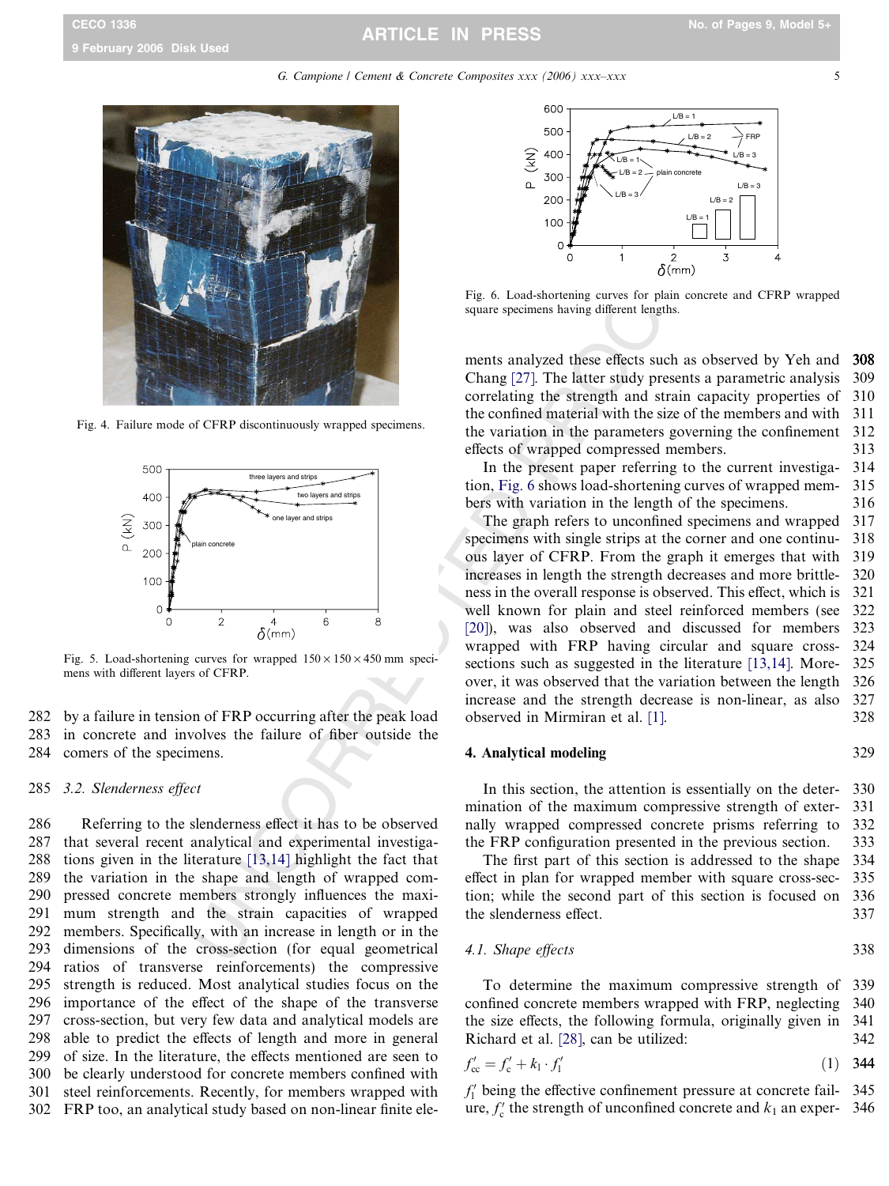Fig. 4. Failure mode of CFRP discontinuously wrapped specimens.

Fig. 5. Load-shortening curves for wrapped 150 × 150 × 450 mm specimens with different layers of CFRP.

by a failure in tension of FRP occurring after the peak load in concrete and involves the failure of fiber outside the comers of the specimens.

### 3.2. Slenderness effect

Referring to the slenderness effect it has to be observed that several recent analytical and experimental investigations given in the literature [13,14] highlight the fact that the variation in the shape and length of wrapped compressed concrete members strongly influences the maximum strength and the strain capacities of wrapped members. Specifically, with an increase in length or in the dimensions of the cross-section (for equal geometrical ratios of transverse reinforcements) the compressive strength is reduced. Most analytical studies focus on the importance of the effect of the shape of the transverse cross-section, but very few data and analytical models are able to predict the effects of length and more in general of size. In the literature, the effects mentioned are seen to be clearly understood for concrete members confined with steel reinforcements. Recently, for members wrapped with FRP too, an analytical study based on non-linear finite elements analyzed these effects such as observed by Yeh and Chang [27]. The latter study presents a parametric analysis correlating the strength and strain capacity properties of the confined material with the size of the members and with the variation in the parameters governing the confinement effects of wrapped compressed members.

Fig. 6. Load-shortening curves for plain concrete and CFRP wrapped square specimens having different lengths.

In the present paper referring to the current investigation, Fig. 6 shows load-shortening curves of wrapped members with variation in the length of the specimens.

The graph refers to unconfined specimens and wrapped specimens with single strips at the corner and one continuous layer of CFRP. From the graph it emerges that with increases in length the strength decreases and more brittleness in the overall response is observed. This effect, which is well known for plain and steel reinforced members (see [20]), was also observed and discussed for members wrapped with FRP having circular and square cross-sections such as suggested in the literature [13,14]. Moreover, it was observed that the variation between the length increase and the strength decrease is non-linear, as also observed in Mirmiran et al. [1].

## 4. Analytical modeling

In this section, the attention is essentially on the determination of the maximum compressive strength of externally wrapped compressed concrete prisms referring to the FRP configuration presented in the previous section.

The first part of this section is addressed to the shape effect in plan for wrapped member with square cross-section; while the second part of this section is focused on the slenderness effect.

### 4.1. Shape effects

To determine the maximum compressive strength of confined concrete members wrapped with FRP, neglecting the size effects, the following formula, originally given in Richard et al. [28], can be utilized:

$$f'_{cc} = f'_c + k_1 \cdot f'_l \tag{1}$$

$f'_l$ being the effective confinement pressure at concrete failure, $f'_c$ the strength of unconfined concrete and $k_1$ an exper-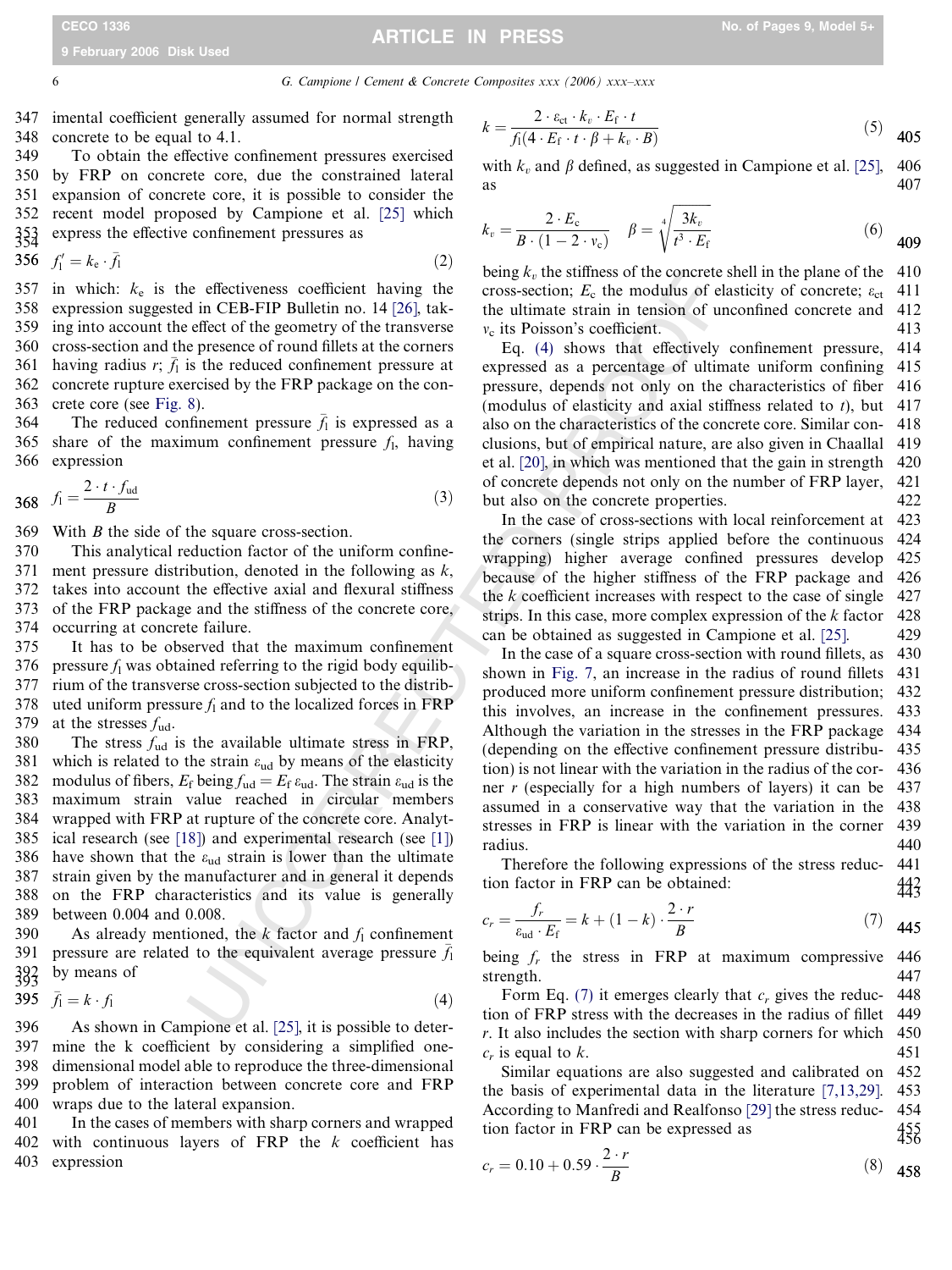imental coefficient generally assumed for normal strength concrete to be equal to 4.1.

To obtain the effective confinement pressures exercised by FRP on concrete core, due the constrained lateral expansion of concrete core, it is possible to consider the recent model proposed by Campione et al. [25] which express the effective confinement pressures as

$$f'_{l} = k_{e} \cdot \bar{f}_{l} \tag{2}$$

in which: $k_e$ is the effectiveness coefficient having the expression suggested in CEB-FIP Bulletin no. 14 [26], taking into account the effect of the geometry of the transverse cross-section and the presence of round fillets at the corners having radius $r$; $\bar{f}_l$ is the reduced confinement pressure at concrete rupture exercised by the FRP package on the concrete core (see Fig. 8).

The reduced confinement pressure $\bar{f}_l$ is expressed as a share of the maximum confinement pressure $f_l$, having expression

$$f_{l} = \frac{2 \cdot t \cdot f_{ud}}{B} \tag{3}$$

With $B$ the side of the square cross-section.

This analytical reduction factor of the uniform confinement pressure distribution, denoted in the following as $k$, takes into account the effective axial and flexural stiffness of the FRP package and the stiffness of the concrete core, occurring at concrete failure.

It has to be observed that the maximum confinement pressure $f_l$ was obtained referring to the rigid body equilibrium of the transverse cross-section subjected to the distributed uniform pressure $f_l$ and to the localized forces in FRP at the stresses $f_{ud}$.

The stress $f_{ud}$ is the available ultimate stress in FRP, which is related to the strain $\varepsilon_{ud}$ by means of the elasticity modulus of fibers, $E_f$ being $f_{ud} = E_f\,\varepsilon_{ud}$. The strain $\varepsilon_{ud}$ is the maximum strain value reached in circular members wrapped with FRP at rupture of the concrete core. Analytical research (see [18]) and experimental research (see [1]) have shown that the $\varepsilon_{ud}$ strain is lower than the ultimate strain given by the manufacturer and in general it depends on the FRP characteristics and its value is generally between 0.004 and 0.008.

As already mentioned, the $k$ factor and $f_l$ confinement pressure are related to the equivalent average pressure $\bar{f}_l$ by means of

$$\bar{f}_{l} = k \cdot f_{l} \tag{4}$$

As shown in Campione et al. [25], it is possible to determine the k coefficient by considering a simplified one-dimensional model able to reproduce the three-dimensional problem of interaction between concrete core and FRP wraps due to the lateral expansion.

In the cases of members with sharp corners and wrapped with continuous layers of FRP the $k$ coefficient has expression

$$k = \frac{2 \cdot \varepsilon_{ct} \cdot k_{v} \cdot E_{f} \cdot t}{f_{l}(4 \cdot E_{f} \cdot t \cdot \beta + k_{v} \cdot B)} \tag{5}$$

with $k_v$ and $\beta$ defined, as suggested in Campione et al. [25], as

$$k_{v} = \frac{2 \cdot E_{c}}{B \cdot (1 - 2 \cdot \nu_{c})} \qquad \beta = \sqrt[4]{\frac{3k_{v}}{t^{3} \cdot E_{f}}} \tag{6}$$

being $k_v$ the stiffness of the concrete shell in the plane of the cross-section; $E_c$ the modulus of elasticity of concrete; $\varepsilon_{ct}$ the ultimate strain in tension of unconfined concrete and $\nu_c$ its Poisson's coefficient.

Eq. (4) shows that effectively confinement pressure, expressed as a percentage of ultimate uniform confining pressure, depends not only on the characteristics of fiber (modulus of elasticity and axial stiffness related to $t$), but also on the characteristics of the concrete core. Similar conclusions, but of empirical nature, are also given in Chaallal et al. [20], in which was mentioned that the gain in strength of concrete depends not only on the number of FRP layer, but also on the concrete properties.

In the case of cross-sections with local reinforcement at the corners (single strips applied before the continuous wrapping) higher average confined pressures develop because of the higher stiffness of the FRP package and the $k$ coefficient increases with respect to the case of single strips. In this case, more complex expression of the $k$ factor can be obtained as suggested in Campione et al. [25].

In the case of a square cross-section with round fillets, as shown in Fig. 7, an increase in the radius of round fillets produced more uniform confinement pressure distribution; this involves, an increase in the confinement pressures. Although the variation in the stresses in the FRP package (depending on the effective confinement pressure distribution) is not linear with the variation in the radius of the corner $r$ (especially for a high numbers of layers) it can be assumed in a conservative way that the variation in the stresses in FRP is linear with the variation in the corner radius.

Therefore the following expressions of the stress reduction factor in FRP can be obtained:

$$c_{r} = \frac{f_{r}}{\varepsilon_{ud} \cdot E_{f}} = k + (1 - k) \cdot \frac{2 \cdot r}{B} \tag{7}$$

being $f_r$ the stress in FRP at maximum compressive strength.

Form Eq. (7) it emerges clearly that $c_r$ gives the reduction of FRP stress with the decreases in the radius of fillet $r$. It also includes the section with sharp corners for which $c_r$ is equal to $k$.

Similar equations are also suggested and calibrated on the basis of experimental data in the literature [7,13,29]. According to Manfredi and Realfonso [29] the stress reduction factor in FRP can be expressed as

$$c_{r} = 0.10 + 0.59 \cdot \frac{2 \cdot r}{B} \tag{8}$$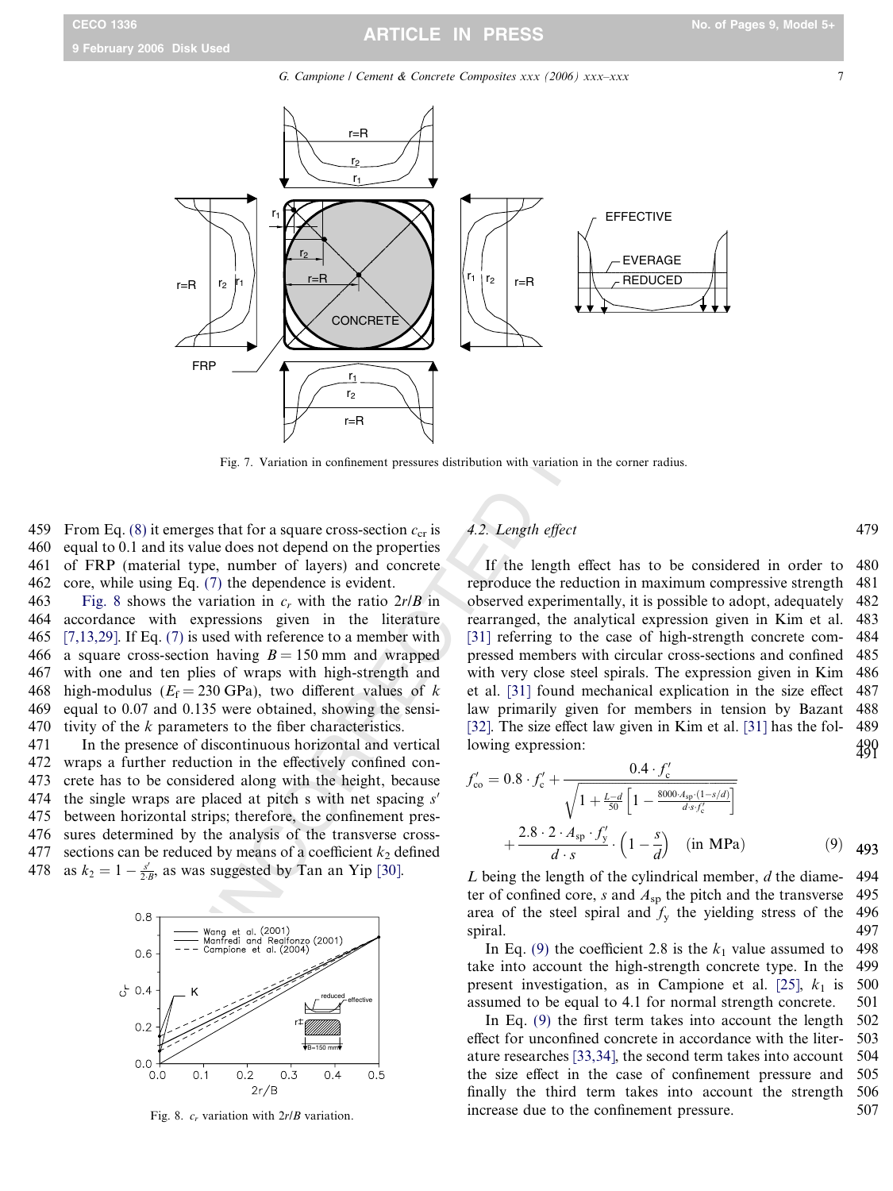Fig. 7. Variation in confinement pressures distribution with variation in the corner radius.

From Eq. (8) it emerges that for a square cross-section $c_{cr}$ is equal to 0.1 and its value does not depend on the properties of FRP (material type, number of layers) and concrete core, while using Eq. (7) the dependence is evident.

Fig. 8 shows the variation in $c_r$ with the ratio $2r/B$ in accordance with expressions given in the literature [7,13,29]. If Eq. (7) is used with reference to a member with a square cross-section having $B = 150$ mm and wrapped with one and ten plies of wraps with high-strength and high-modulus ($E_f = 230$ GPa), two different values of $k$ equal to 0.07 and 0.135 were obtained, showing the sensitivity of the $k$ parameters to the fiber characteristics.

In the presence of discontinuous horizontal and vertical wraps a further reduction in the effectively confined concrete has to be considered along with the height, because the single wraps are placed at pitch s with net spacing $s'$ between horizontal strips; therefore, the confinement pressures determined by the analysis of the transverse cross-sections can be reduced by means of a coefficient $k_2$ defined as $k_2 = 1 - \frac{s'}{2 \cdot B}$, as was suggested by Tan an Yip [30].

Fig. 8. $c_r$ variation with $2r/B$ variation.

### 4.2. Length effect

If the length effect has to be considered in order to reproduce the reduction in maximum compressive strength observed experimentally, it is possible to adopt, adequately rearranged, the analytical expression given in Kim et al. [31] referring to the case of high-strength concrete compressed members with circular cross-sections and confined with very close steel spirals. The expression given in Kim et al. [31] found mechanical explication in the size effect law primarily given for members in tension by Bazant [32]. The size effect law given in Kim et al. [31] has the following expression:

$$f'_{co} = 0.8 \cdot f'_c + \frac{0.4 \cdot f'_c}{\sqrt{1 + \frac{L-d}{50}\left[1 - \frac{8000 \cdot A_{sp} \cdot (1 - s/d)}{d \cdot s \cdot f'_c}\right]}} + \frac{2.8 \cdot 2 \cdot A_{sp} \cdot f'_y}{d \cdot s} \cdot \left(1 - \frac{s}{d}\right) \quad \text{(in MPa)} \tag{9}$$

$L$ being the length of the cylindrical member, $d$ the diameter of confined core, $s$ and $A_{sp}$ the pitch and the transverse area of the steel spiral and $f_y$ the yielding stress of the spiral.

In Eq. (9) the coefficient 2.8 is the $k_1$ value assumed to take into account the high-strength concrete type. In the present investigation, as in Campione et al. [25], $k_1$ is assumed to be equal to 4.1 for normal strength concrete.

In Eq. (9) the first term takes into account the length effect for unconfined concrete in accordance with the literature researches [33,34], the second term takes into account the size effect in the case of confinement pressure and finally the third term takes into account the strength increase due to the confinement pressure.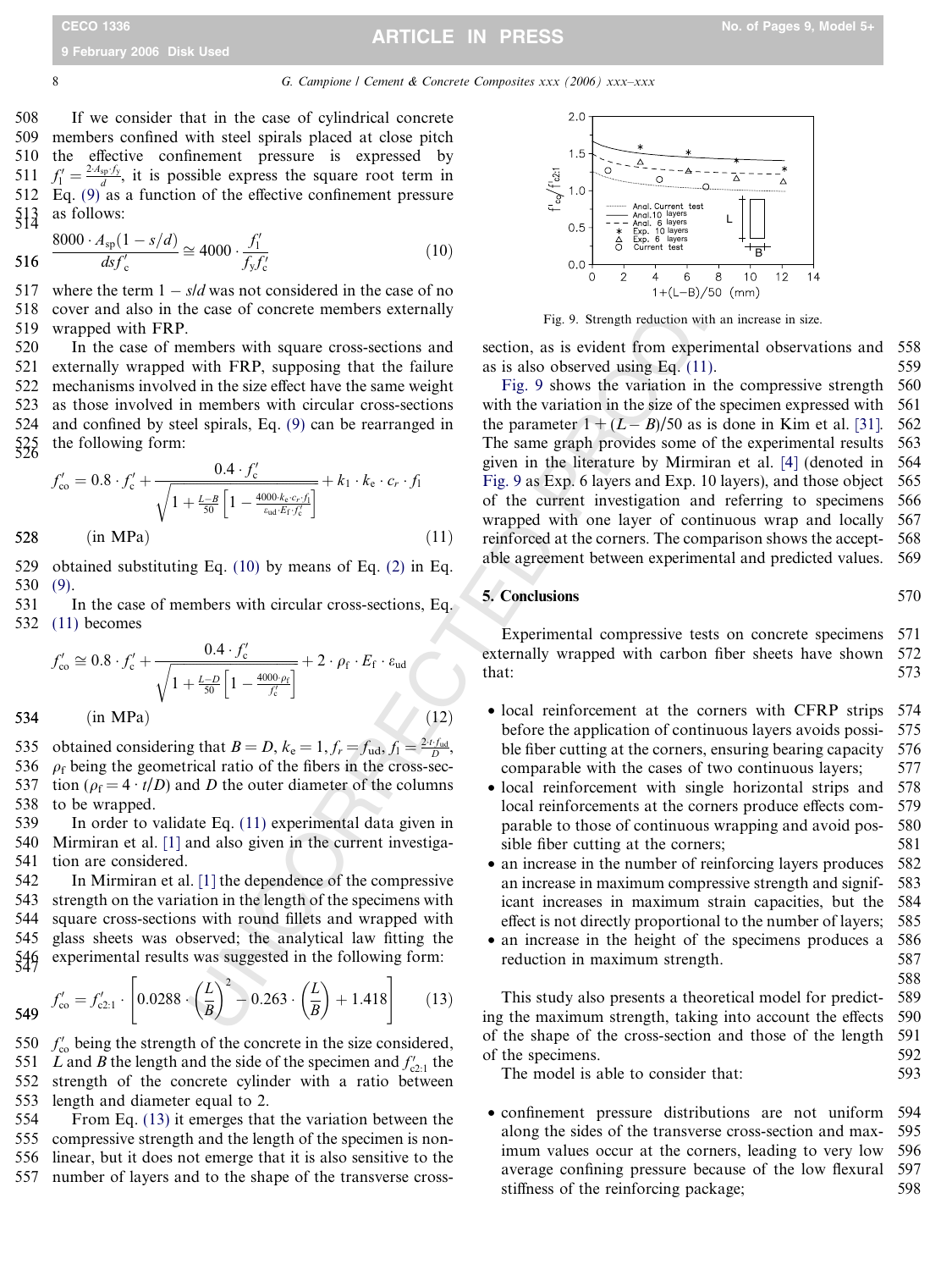If we consider that in the case of cylindrical concrete members confined with steel spirals placed at close pitch the effective confinement pressure is expressed by $f_1' = \frac{2 \cdot A_{sp} \cdot f_y}{d}$, it is possible express the square root term in Eq. (9) as a function of the effective confinement pressure as follows:

$$\frac{8000 \cdot A_{sp}(1 - s/d)}{d s f_c'} \cong 4000 \cdot \frac{f_1'}{f_y f_c'} \tag{10}$$

where the term $1 - s/d$ was not considered in the case of no cover and also in the case of concrete members externally wrapped with FRP.

In the case of members with square cross-sections and externally wrapped with FRP, supposing that the failure mechanisms involved in the size effect have the same weight as those involved in members with circular cross-sections and confined by steel spirals, Eq. (9) can be rearranged in the following form:

$$f_{co}' = 0.8 \cdot f_c' + \frac{0.4 \cdot f_c'}{\sqrt{1 + \frac{L-B}{50}\left[1 - \frac{4000 \cdot k_e \cdot c_r \cdot f_l}{\varepsilon_{ud} \cdot E_f \cdot f_c'}\right]}} + k_1 \cdot k_e \cdot c_r \cdot f_l \quad \text{(in MPa)} \tag{11}$$

obtained substituting Eq. (10) by means of Eq. (2) in Eq. (9).

In the case of members with circular cross-sections, Eq. (11) becomes

$$f_{co}' \cong 0.8 \cdot f_c' + \frac{0.4 \cdot f_c'}{\sqrt{1 + \frac{L-D}{50}\left[1 - \frac{4000 \cdot \rho_f}{f_c'}\right]}} + 2 \cdot \rho_f \cdot E_f \cdot \varepsilon_{ud} \quad \text{(in MPa)} \tag{12}$$

obtained considering that $B = D$, $k_e = 1$, $f_r = f_{ud}$, $f_l = \frac{2 \cdot t \cdot f_{ud}}{D}$, $\rho_f$ being the geometrical ratio of the fibers in the cross-section ($\rho_f = 4 \cdot t/D$) and $D$ the outer diameter of the columns to be wrapped.

In order to validate Eq. (11) experimental data given in Mirmiran et al. [1] and also given in the current investigation are considered.

In Mirmiran et al. [1] the dependence of the compressive strength on the variation in the length of the specimens with square cross-sections with round fillets and wrapped with glass sheets was observed; the analytical law fitting the experimental results was suggested in the following form:

$$f_{co}' = f_{c2:1}' \cdot \left[0.0288 \cdot \left(\frac{L}{B}\right)^2 - 0.263 \cdot \left(\frac{L}{B}\right) + 1.418\right] \tag{13}$$

$f_{co}'$ being the strength of the concrete in the size considered, $L$ and $B$ the length and the side of the specimen and $f_{c2:1}'$ the strength of the concrete cylinder with a ratio between length and diameter equal to 2.

From Eq. (13) it emerges that the variation between the compressive strength and the length of the specimen is non-linear, but it does not emerge that it is also sensitive to the number of layers and to the shape of the transverse cross-section, as is evident from experimental observations and as is also observed using Eq. (11).

Fig. 9 shows the variation in the compressive strength with the variation in the size of the specimen expressed with the parameter $1 + (L - B)/50$ as is done in Kim et al. [31]. The same graph provides some of the experimental results given in the literature by Mirmiran et al. [4] (denoted in Fig. 9 as Exp. 6 layers and Exp. 10 layers), and those object of the current investigation and referring to specimens wrapped with one layer of continuous wrap and locally reinforced at the corners. The comparison shows the acceptable agreement between experimental and predicted values.

Fig. 9. Strength reduction with an increase in size.

## 5. Conclusions

Experimental compressive tests on concrete specimens externally wrapped with carbon fiber sheets have shown that:

- local reinforcement at the corners with CFRP strips before the application of continuous layers avoids possible fiber cutting at the corners, ensuring bearing capacity comparable with the cases of two continuous layers;
- local reinforcement with single horizontal strips and local reinforcements at the corners produce effects comparable to those of continuous wrapping and avoid possible fiber cutting at the corners;
- an increase in the number of reinforcing layers produces an increase in maximum compressive strength and significant increases in maximum strain capacities, but the effect is not directly proportional to the number of layers;
- an increase in the height of the specimens produces a reduction in maximum strength.

This study also presents a theoretical model for predicting the maximum strength, taking into account the effects of the shape of the cross-section and those of the length of the specimens.

The model is able to consider that:

- confinement pressure distributions are not uniform along the sides of the transverse cross-section and maximum values occur at the corners, leading to very low average confining pressure because of the low flexural stiffness of the reinforcing package;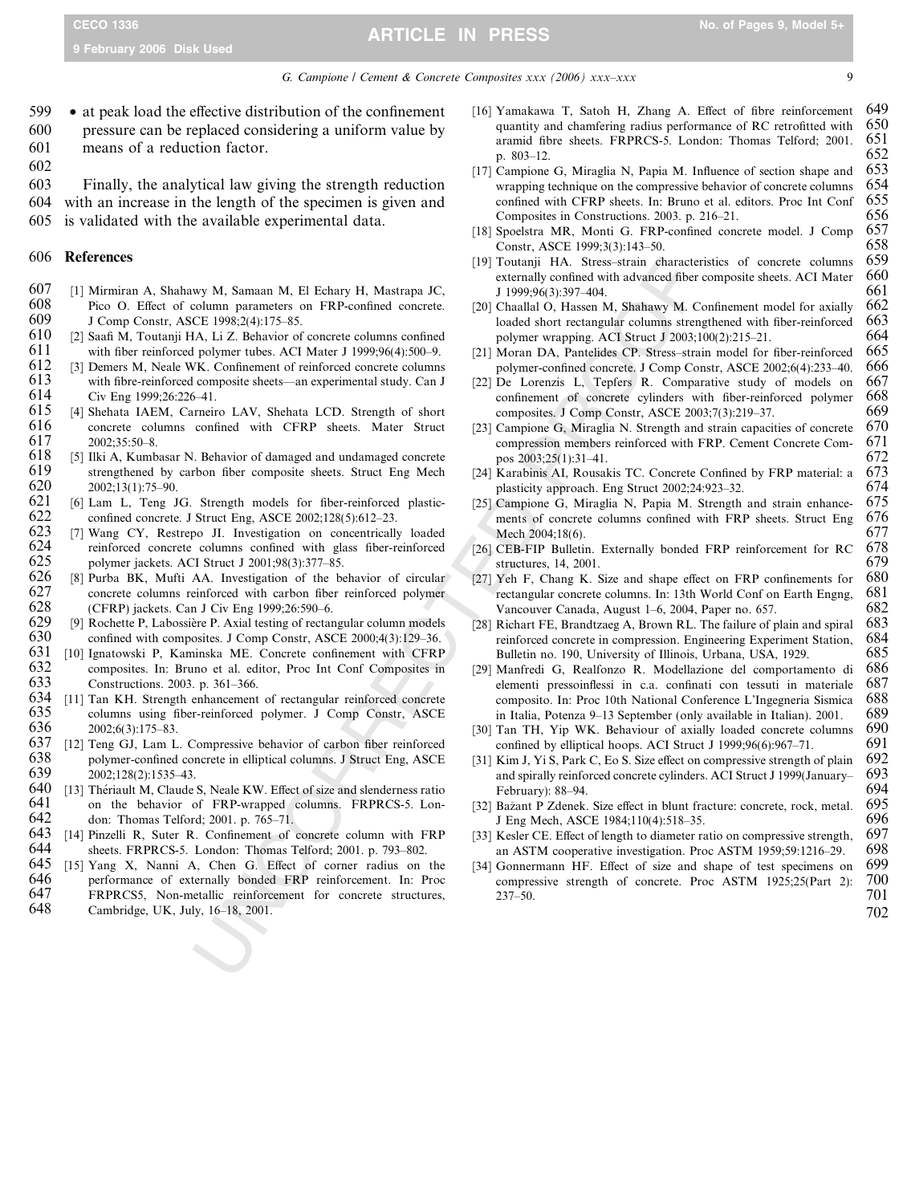- at peak load the effective distribution of the confinement pressure can be replaced considering a uniform value by means of a reduction factor.

Finally, the analytical law giving the strength reduction with an increase in the length of the specimen is given and is validated with the available experimental data.

## References

[1] Mirmiran A, Shahawy M, Samaan M, El Echary H, Mastrapa JC, Pico O. Effect of column parameters on FRP-confined concrete. J Comp Constr, ASCE 1998;2(4):175–85.

[2] Saafi M, Toutanji HA, Li Z. Behavior of concrete columns confined with fiber reinforced polymer tubes. ACI Mater J 1999;96(4):500–9.

[3] Demers M, Neale WK. Confinement of reinforced concrete columns with fibre-reinforced composite sheets—an experimental study. Can J Civ Eng 1999;26:226–41.

[4] Shehata IAEM, Carneiro LAV, Shehata LCD. Strength of short concrete columns confined with CFRP sheets. Mater Struct 2002;35:50–8.

[5] Ilki A, Kumbasar N. Behavior of damaged and undamaged concrete strengthened by carbon fiber composite sheets. Struct Eng Mech 2002;13(1):75–90.

[6] Lam L, Teng JG. Strength models for fiber-reinforced plastic-confined concrete. J Struct Eng, ASCE 2002;128(5):612–23.

[7] Wang CY, Restrepo JI. Investigation on concentrically loaded reinforced concrete columns confined with glass fiber-reinforced polymer jackets. ACI Struct J 2001;98(3):377–85.

[8] Purba BK, Mufti AA. Investigation of the behavior of circular concrete columns reinforced with carbon fiber reinforced polymer (CFRP) jackets. Can J Civ Eng 1999;26:590–6.

[9] Rochette P, Labossière P. Axial testing of rectangular column models confined with composites. J Comp Constr, ASCE 2000;4(3):129–36.

[10] Ignatowski P, Kaminska ME. Concrete confinement with CFRP composites. In: Bruno et al. editor, Proc Int Conf Composites in Constructions. 2003. p. 361–366.

[11] Tan KH. Strength enhancement of rectangular reinforced concrete columns using fiber-reinforced polymer. J Comp Constr, ASCE 2002;6(3):175–83.

[12] Teng GJ, Lam L. Compressive behavior of carbon fiber reinforced polymer-confined concrete in elliptical columns. J Struct Eng, ASCE 2002;128(2):1535–43.

[13] Thériault M, Claude S, Neale KW. Effect of size and slenderness ratio on the behavior of FRP-wrapped columns. FRPRCS-5. London: Thomas Telford; 2001. p. 765–71.

[14] Pinzelli R, Suter R. Confinement of concrete column with FRP sheets. FRPRCS-5. London: Thomas Telford; 2001. p. 793–802.

[15] Yang X, Nanni A, Chen G. Effect of corner radius on the performance of externally bonded FRP reinforcement. In: Proc FRPRCS5, Non-metallic reinforcement for concrete structures, Cambridge, UK, July, 16–18, 2001.

[16] Yamakawa T, Satoh H, Zhang A. Effect of fibre reinforcement quantity and chamfering radius performance of RC retrofitted with aramid fibre sheets. FRPRCS-5. London: Thomas Telford; 2001. p. 803–12.

[17] Campione G, Miraglia N, Papia M. Influence of section shape and wrapping technique on the compressive behavior of concrete columns confined with CFRP sheets. In: Bruno et al. editors. Proc Int Conf Composites in Constructions. 2003. p. 216–21.

[18] Spoelstra MR, Monti G. FRP-confined concrete model. J Comp Constr, ASCE 1999;3(3):143–50.

[19] Toutanji HA. Stress–strain characteristics of concrete columns externally confined with advanced fiber composite sheets. ACI Mater J 1999;96(3):397–404.

[20] Chaallal O, Hassen M, Shahawy M. Confinement model for axially loaded short rectangular columns strengthened with fiber-reinforced polymer wrapping. ACI Struct J 2003;100(2):215–21.

[21] Moran DA, Pantelides CP. Stress–strain model for fiber-reinforced polymer-confined concrete. J Comp Constr, ASCE 2002;6(4):233–40.

[22] De Lorenzis L, Tepfers R. Comparative study of models on confinement of concrete cylinders with fiber-reinforced polymer composites. J Comp Constr, ASCE 2003;7(3):219–37.

[23] Campione G, Miraglia N. Strength and strain capacities of concrete compression members reinforced with FRP. Cement Concrete Compos 2003;25(1):31–41.

[24] Karabinis AI, Rousakis TC. Concrete Confined by FRP material: a plasticity approach. Eng Struct 2002;24:923–32.

[25] Campione G, Miraglia N, Papia M. Strength and strain enhancements of concrete columns confined with FRP sheets. Struct Eng Mech 2004;18(6).

[26] CEB-FIP Bulletin. Externally bonded FRP reinforcement for RC structures, 14, 2001.

[27] Yeh F, Chang K. Size and shape effect on FRP confinements for rectangular concrete columns. In: 13th World Conf on Earth Engng, Vancouver Canada, August 1–6, 2004, Paper no. 657.

[28] Richart FE, Brandtzaeg A, Brown RL. The failure of plain and spiral reinforced concrete in compression. Engineering Experiment Station, Bulletin no. 190, University of Illinois, Urbana, USA, 1929.

[29] Manfredi G, Realfonzo R. Modellazione del comportamento di elementi pressoinflessi in c.a. confinati con tessuti in materiale composito. In: Proc 10th National Conference L'Ingegneria Sismica in Italia, Potenza 9–13 September (only available in Italian). 2001.

[30] Tan TH, Yip WK. Behaviour of axially loaded concrete columns confined by elliptical hoops. ACI Struct J 1999;96(6):967–71.

[31] Kim J, Yi S, Park C, Eo S. Size effect on compressive strength of plain and spirally reinforced concrete cylinders. ACI Struct J 1999(January–February): 88–94.

[32] Bažant P Zdenek. Size effect in blunt fracture: concrete, rock, metal. J Eng Mech, ASCE 1984;110(4):518–35.

[33] Kesler CE. Effect of length to diameter ratio on compressive strength, an ASTM cooperative investigation. Proc ASTM 1959;59:1216–29.

[34] Gonnermann HF. Effect of size and shape of test specimens on compressive strength of concrete. Proc ASTM 1925;25(Part 2): 237–50.